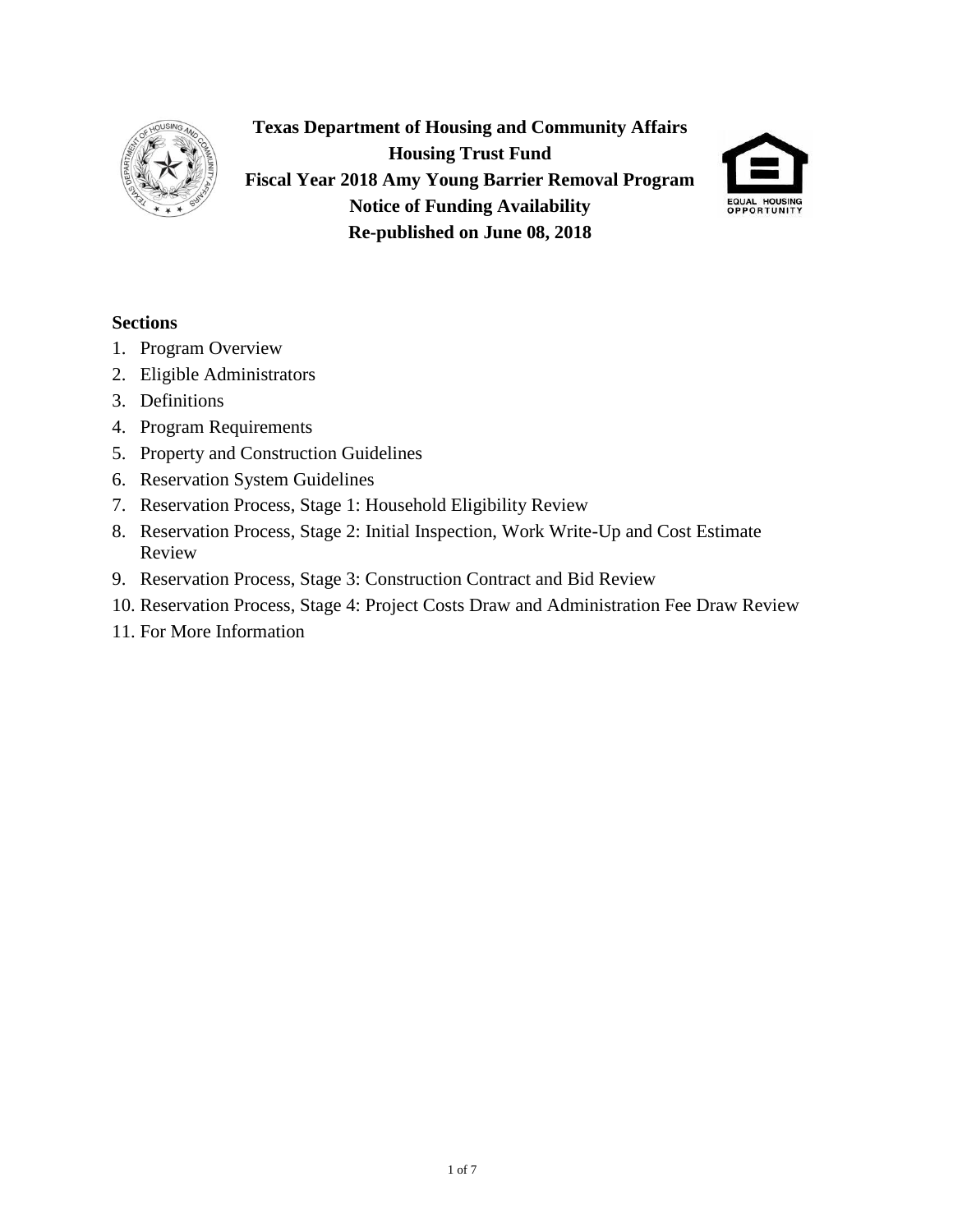# Texas Department of Housing and Community Affairs
## Housing Trust Fund
## Fiscal Year 2018 Amy Young Barrier Removal Program
## Notice of Funding Availability
## Re-published on June 08, 2018

**Sections**

1. Program Overview
2. Eligible Administrators
3. Definitions
4. Program Requirements
5. Property and Construction Guidelines
6. Reservation System Guidelines
7. Reservation Process, Stage 1: Household Eligibility Review
8. Reservation Process, Stage 2: Initial Inspection, Work Write-Up and Cost Estimate Review
9. Reservation Process, Stage 3: Construction Contract and Bid Review
10. Reservation Process, Stage 4: Project Costs Draw and Administration Fee Draw Review
11. For More Information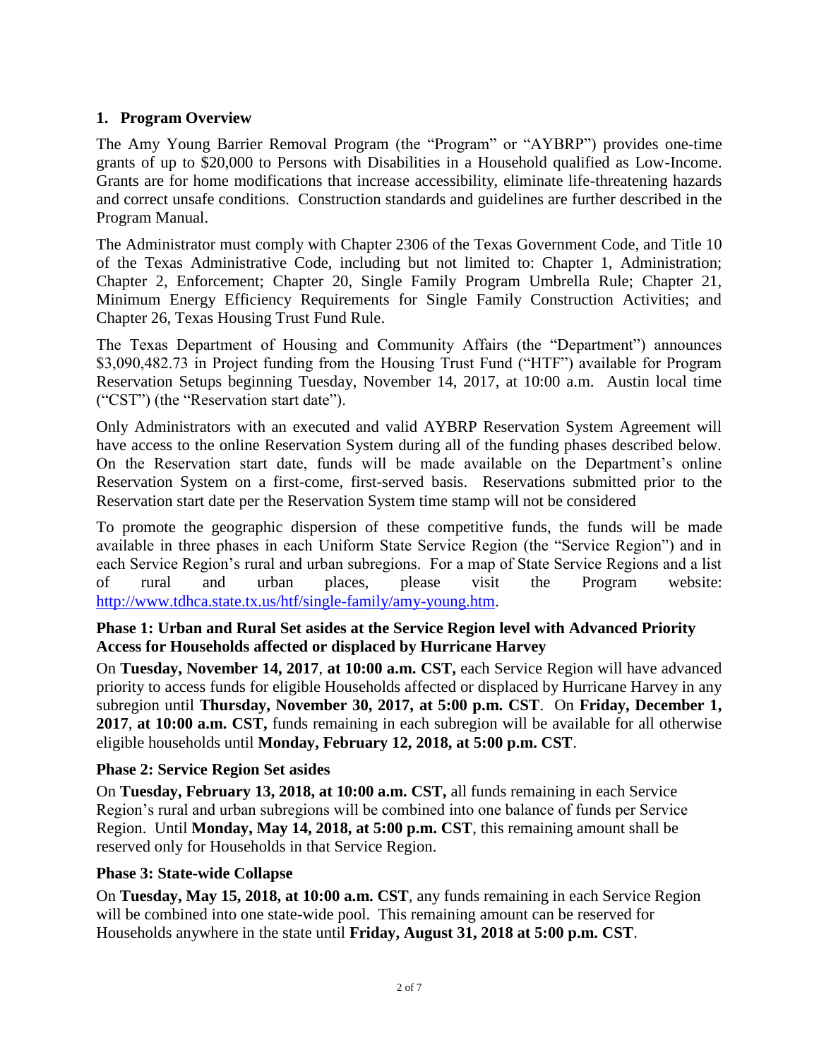## 1. Program Overview

The Amy Young Barrier Removal Program (the "Program" or "AYBRP") provides one-time grants of up to $20,000 to Persons with Disabilities in a Household qualified as Low-Income. Grants are for home modifications that increase accessibility, eliminate life-threatening hazards and correct unsafe conditions. Construction standards and guidelines are further described in the Program Manual.

The Administrator must comply with Chapter 2306 of the Texas Government Code, and Title 10 of the Texas Administrative Code, including but not limited to: Chapter 1, Administration; Chapter 2, Enforcement; Chapter 20, Single Family Program Umbrella Rule; Chapter 21, Minimum Energy Efficiency Requirements for Single Family Construction Activities; and Chapter 26, Texas Housing Trust Fund Rule.

The Texas Department of Housing and Community Affairs (the "Department") announces $3,090,482.73 in Project funding from the Housing Trust Fund ("HTF") available for Program Reservation Setups beginning Tuesday, November 14, 2017, at 10:00 a.m. Austin local time ("CST") (the "Reservation start date").

Only Administrators with an executed and valid AYBRP Reservation System Agreement will have access to the online Reservation System during all of the funding phases described below. On the Reservation start date, funds will be made available on the Department's online Reservation System on a first-come, first-served basis. Reservations submitted prior to the Reservation start date per the Reservation System time stamp will not be considered

To promote the geographic dispersion of these competitive funds, the funds will be made available in three phases in each Uniform State Service Region (the "Service Region") and in each Service Region's rural and urban subregions. For a map of State Service Regions and a list of rural and urban places, please visit the Program website: [http://www.tdhca.state.tx.us/htf/single-family/amy-young.htm](http://www.tdhca.state.tx.us/htf/single-family/amy-young.htm).

### Phase 1: Urban and Rural Set asides at the Service Region level with Advanced Priority Access for Households affected or displaced by Hurricane Harvey

On **Tuesday, November 14, 2017**, **at 10:00 a.m. CST,** each Service Region will have advanced priority to access funds for eligible Households affected or displaced by Hurricane Harvey in any subregion until **Thursday, November 30, 2017, at 5:00 p.m. CST**. On **Friday, December 1, 2017**, **at 10:00 a.m. CST,** funds remaining in each subregion will be available for all otherwise eligible households until **Monday, February 12, 2018, at 5:00 p.m. CST**.

### Phase 2: Service Region Set asides

On **Tuesday, February 13, 2018, at 10:00 a.m. CST,** all funds remaining in each Service Region's rural and urban subregions will be combined into one balance of funds per Service Region. Until **Monday, May 14, 2018, at 5:00 p.m. CST**, this remaining amount shall be reserved only for Households in that Service Region.

### Phase 3: State-wide Collapse

On **Tuesday, May 15, 2018, at 10:00 a.m. CST**, any funds remaining in each Service Region will be combined into one state-wide pool. This remaining amount can be reserved for Households anywhere in the state until **Friday, August 31, 2018 at 5:00 p.m. CST**.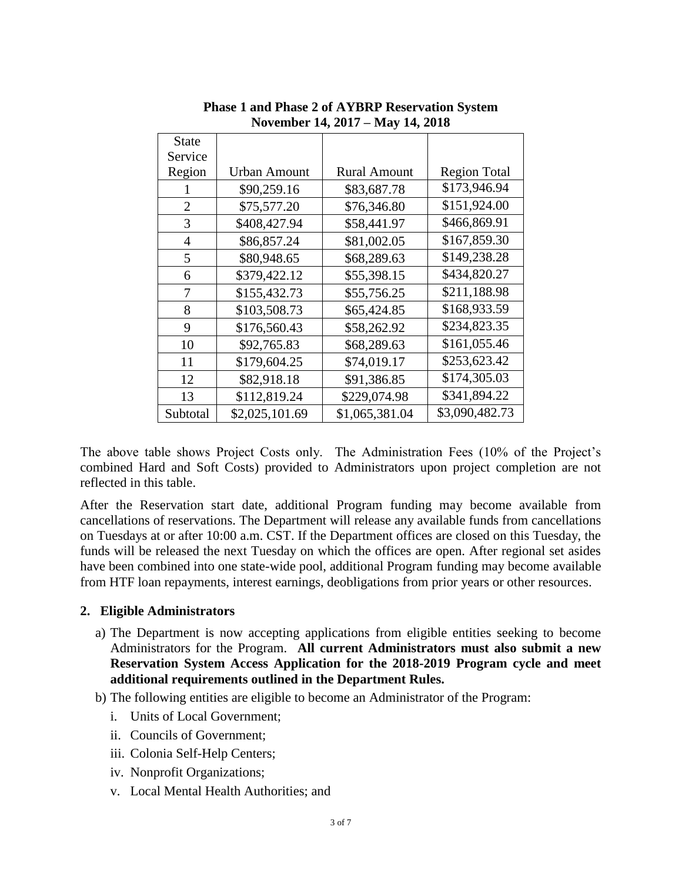**Phase 1 and Phase 2 of AYBRP Reservation System**
**November 14, 2017 – May 14, 2018**

| State Service Region | Urban Amount | Rural Amount | Region Total |
|---|---|---|---|
| 1 | $90,259.16 | $83,687.78 | $173,946.94 |
| 2 | $75,577.20 | $76,346.80 | $151,924.00 |
| 3 | $408,427.94 | $58,441.97 | $466,869.91 |
| 4 | $86,857.24 | $81,002.05 | $167,859.30 |
| 5 | $80,948.65 | $68,289.63 | $149,238.28 |
| 6 | $379,422.12 | $55,398.15 | $434,820.27 |
| 7 | $155,432.73 | $55,756.25 | $211,188.98 |
| 8 | $103,508.73 | $65,424.85 | $168,933.59 |
| 9 | $176,560.43 | $58,262.92 | $234,823.35 |
| 10 | $92,765.83 | $68,289.63 | $161,055.46 |
| 11 | $179,604.25 | $74,019.17 | $253,623.42 |
| 12 | $82,918.18 | $91,386.85 | $174,305.03 |
| 13 | $112,819.24 | $229,074.98 | $341,894.22 |
| Subtotal | $2,025,101.69 | $1,065,381.04 | $3,090,482.73 |

The above table shows Project Costs only. The Administration Fees (10% of the Project's combined Hard and Soft Costs) provided to Administrators upon project completion are not reflected in this table.

After the Reservation start date, additional Program funding may become available from cancellations of reservations. The Department will release any available funds from cancellations on Tuesdays at or after 10:00 a.m. CST. If the Department offices are closed on this Tuesday, the funds will be released the next Tuesday on which the offices are open. After regional set asides have been combined into one state-wide pool, additional Program funding may become available from HTF loan repayments, interest earnings, deobligations from prior years or other resources.

## 2. Eligible Administrators

a) The Department is now accepting applications from eligible entities seeking to become Administrators for the Program. **All current Administrators must also submit a new Reservation System Access Application for the 2018-2019 Program cycle and meet additional requirements outlined in the Department Rules.**

b) The following entities are eligible to become an Administrator of the Program:

   i. Units of Local Government;
   
   ii. Councils of Government;
   
   iii. Colonia Self-Help Centers;
   
   iv. Nonprofit Organizations;
   
   v. Local Mental Health Authorities; and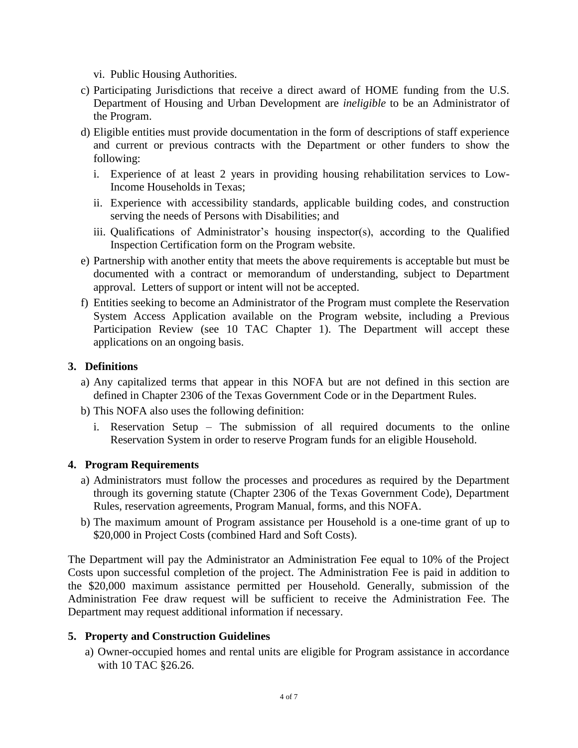vi. Public Housing Authorities.

c) Participating Jurisdictions that receive a direct award of HOME funding from the U.S. Department of Housing and Urban Development are *ineligible* to be an Administrator of the Program.

d) Eligible entities must provide documentation in the form of descriptions of staff experience and current or previous contracts with the Department or other funders to show the following:

   i. Experience of at least 2 years in providing housing rehabilitation services to Low-Income Households in Texas;

   ii. Experience with accessibility standards, applicable building codes, and construction serving the needs of Persons with Disabilities; and

   iii. Qualifications of Administrator's housing inspector(s), according to the Qualified Inspection Certification form on the Program website.

e) Partnership with another entity that meets the above requirements is acceptable but must be documented with a contract or memorandum of understanding, subject to Department approval. Letters of support or intent will not be accepted.

f) Entities seeking to become an Administrator of the Program must complete the Reservation System Access Application available on the Program website, including a Previous Participation Review (see 10 TAC Chapter 1). The Department will accept these applications on an ongoing basis.

**3. Definitions**

a) Any capitalized terms that appear in this NOFA but are not defined in this section are defined in Chapter 2306 of the Texas Government Code or in the Department Rules.

b) This NOFA also uses the following definition:

   i. Reservation Setup – The submission of all required documents to the online Reservation System in order to reserve Program funds for an eligible Household.

**4. Program Requirements**

a) Administrators must follow the processes and procedures as required by the Department through its governing statute (Chapter 2306 of the Texas Government Code), Department Rules, reservation agreements, Program Manual, forms, and this NOFA.

b) The maximum amount of Program assistance per Household is a one-time grant of up to $20,000 in Project Costs (combined Hard and Soft Costs).

The Department will pay the Administrator an Administration Fee equal to 10% of the Project Costs upon successful completion of the project. The Administration Fee is paid in addition to the $20,000 maximum assistance permitted per Household. Generally, submission of the Administration Fee draw request will be sufficient to receive the Administration Fee. The Department may request additional information if necessary.

**5. Property and Construction Guidelines**

a) Owner-occupied homes and rental units are eligible for Program assistance in accordance with 10 TAC §26.26.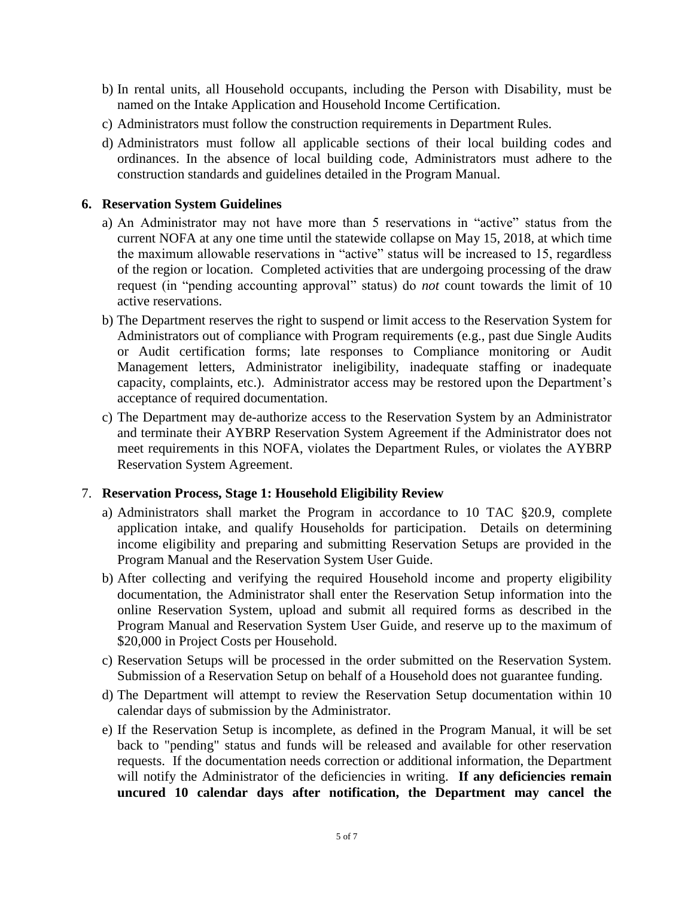b) In rental units, all Household occupants, including the Person with Disability, must be named on the Intake Application and Household Income Certification.

c) Administrators must follow the construction requirements in Department Rules.

d) Administrators must follow all applicable sections of their local building codes and ordinances. In the absence of local building code, Administrators must adhere to the construction standards and guidelines detailed in the Program Manual.

**6. Reservation System Guidelines**

a) An Administrator may not have more than 5 reservations in "active" status from the current NOFA at any one time until the statewide collapse on May 15, 2018, at which time the maximum allowable reservations in "active" status will be increased to 15, regardless of the region or location. Completed activities that are undergoing processing of the draw request (in "pending accounting approval" status) do *not* count towards the limit of 10 active reservations.

b) The Department reserves the right to suspend or limit access to the Reservation System for Administrators out of compliance with Program requirements (e.g., past due Single Audits or Audit certification forms; late responses to Compliance monitoring or Audit Management letters, Administrator ineligibility, inadequate staffing or inadequate capacity, complaints, etc.). Administrator access may be restored upon the Department's acceptance of required documentation.

c) The Department may de-authorize access to the Reservation System by an Administrator and terminate their AYBRP Reservation System Agreement if the Administrator does not meet requirements in this NOFA, violates the Department Rules, or violates the AYBRP Reservation System Agreement.

7. **Reservation Process, Stage 1: Household Eligibility Review**

a) Administrators shall market the Program in accordance to 10 TAC §20.9, complete application intake, and qualify Households for participation. Details on determining income eligibility and preparing and submitting Reservation Setups are provided in the Program Manual and the Reservation System User Guide.

b) After collecting and verifying the required Household income and property eligibility documentation, the Administrator shall enter the Reservation Setup information into the online Reservation System, upload and submit all required forms as described in the Program Manual and Reservation System User Guide, and reserve up to the maximum of $20,000 in Project Costs per Household.

c) Reservation Setups will be processed in the order submitted on the Reservation System. Submission of a Reservation Setup on behalf of a Household does not guarantee funding.

d) The Department will attempt to review the Reservation Setup documentation within 10 calendar days of submission by the Administrator.

e) If the Reservation Setup is incomplete, as defined in the Program Manual, it will be set back to "pending" status and funds will be released and available for other reservation requests. If the documentation needs correction or additional information, the Department will notify the Administrator of the deficiencies in writing. **If any deficiencies remain uncured 10 calendar days after notification, the Department may cancel the**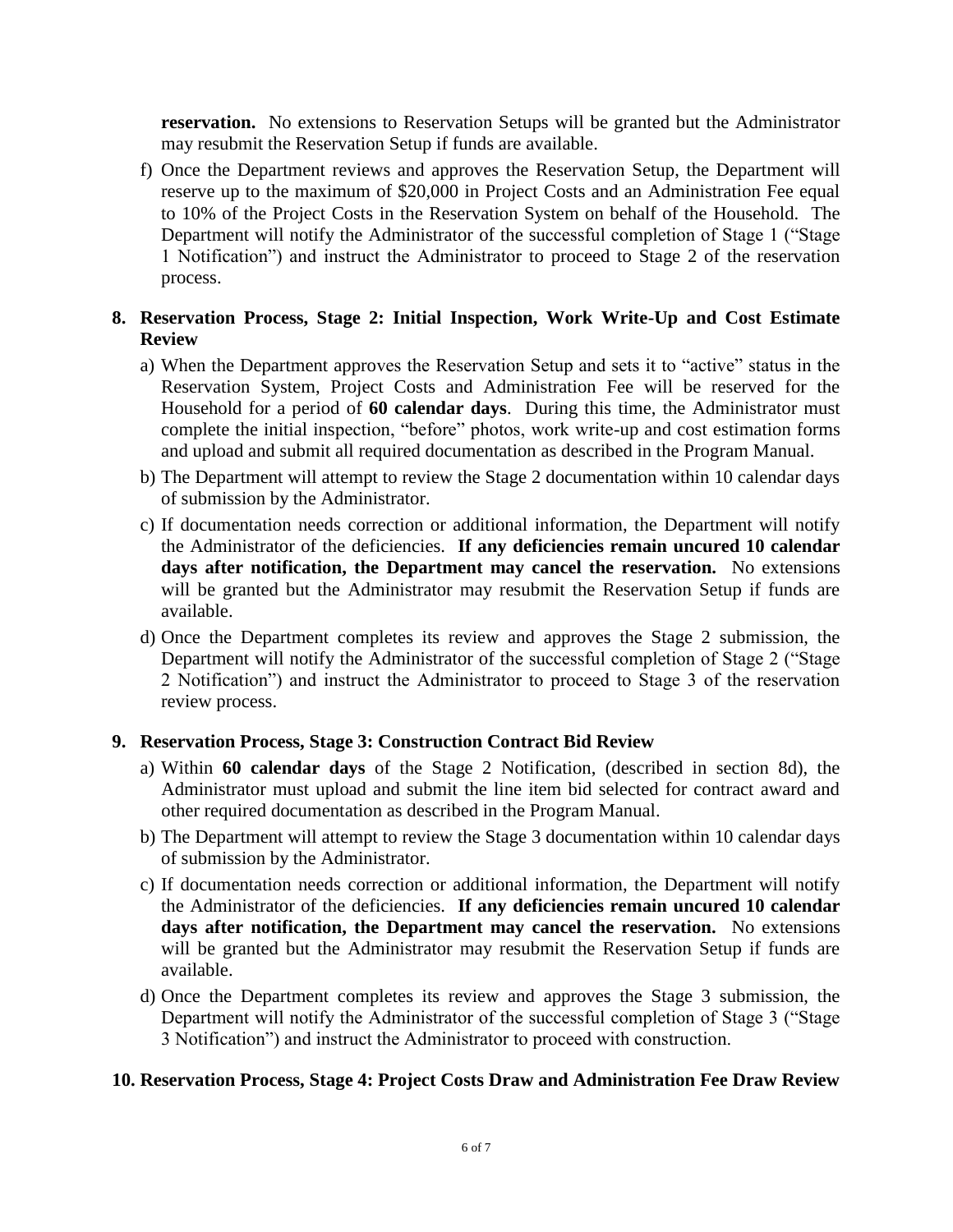**reservation.** No extensions to Reservation Setups will be granted but the Administrator may resubmit the Reservation Setup if funds are available.

f) Once the Department reviews and approves the Reservation Setup, the Department will reserve up to the maximum of $20,000 in Project Costs and an Administration Fee equal to 10% of the Project Costs in the Reservation System on behalf of the Household. The Department will notify the Administrator of the successful completion of Stage 1 ("Stage 1 Notification") and instruct the Administrator to proceed to Stage 2 of the reservation process.

**8. Reservation Process, Stage 2: Initial Inspection, Work Write-Up and Cost Estimate Review**

a) When the Department approves the Reservation Setup and sets it to "active" status in the Reservation System, Project Costs and Administration Fee will be reserved for the Household for a period of **60 calendar days**. During this time, the Administrator must complete the initial inspection, "before" photos, work write-up and cost estimation forms and upload and submit all required documentation as described in the Program Manual.

b) The Department will attempt to review the Stage 2 documentation within 10 calendar days of submission by the Administrator.

c) If documentation needs correction or additional information, the Department will notify the Administrator of the deficiencies. **If any deficiencies remain uncured 10 calendar days after notification, the Department may cancel the reservation.** No extensions will be granted but the Administrator may resubmit the Reservation Setup if funds are available.

d) Once the Department completes its review and approves the Stage 2 submission, the Department will notify the Administrator of the successful completion of Stage 2 ("Stage 2 Notification") and instruct the Administrator to proceed to Stage 3 of the reservation review process.

**9. Reservation Process, Stage 3: Construction Contract Bid Review**

a) Within **60 calendar days** of the Stage 2 Notification, (described in section 8d), the Administrator must upload and submit the line item bid selected for contract award and other required documentation as described in the Program Manual.

b) The Department will attempt to review the Stage 3 documentation within 10 calendar days of submission by the Administrator.

c) If documentation needs correction or additional information, the Department will notify the Administrator of the deficiencies. **If any deficiencies remain uncured 10 calendar days after notification, the Department may cancel the reservation.** No extensions will be granted but the Administrator may resubmit the Reservation Setup if funds are available.

d) Once the Department completes its review and approves the Stage 3 submission, the Department will notify the Administrator of the successful completion of Stage 3 ("Stage 3 Notification") and instruct the Administrator to proceed with construction.

**10. Reservation Process, Stage 4: Project Costs Draw and Administration Fee Draw Review**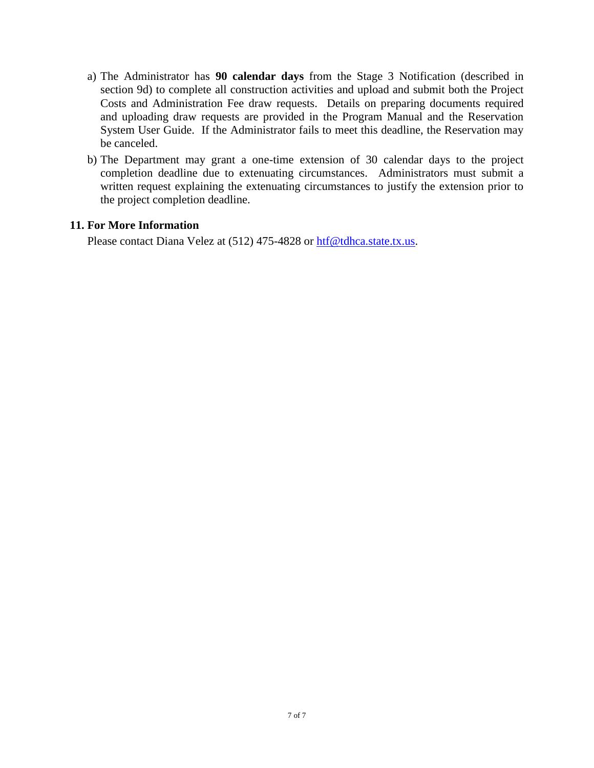a) The Administrator has **90 calendar days** from the Stage 3 Notification (described in section 9d) to complete all construction activities and upload and submit both the Project Costs and Administration Fee draw requests. Details on preparing documents required and uploading draw requests are provided in the Program Manual and the Reservation System User Guide. If the Administrator fails to meet this deadline, the Reservation may be canceled.

b) The Department may grant a one-time extension of 30 calendar days to the project completion deadline due to extenuating circumstances. Administrators must submit a written request explaining the extenuating circumstances to justify the extension prior to the project completion deadline.

## 11. For More Information

Please contact Diana Velez at (512) 475-4828 or htf@tdhca.state.tx.us.